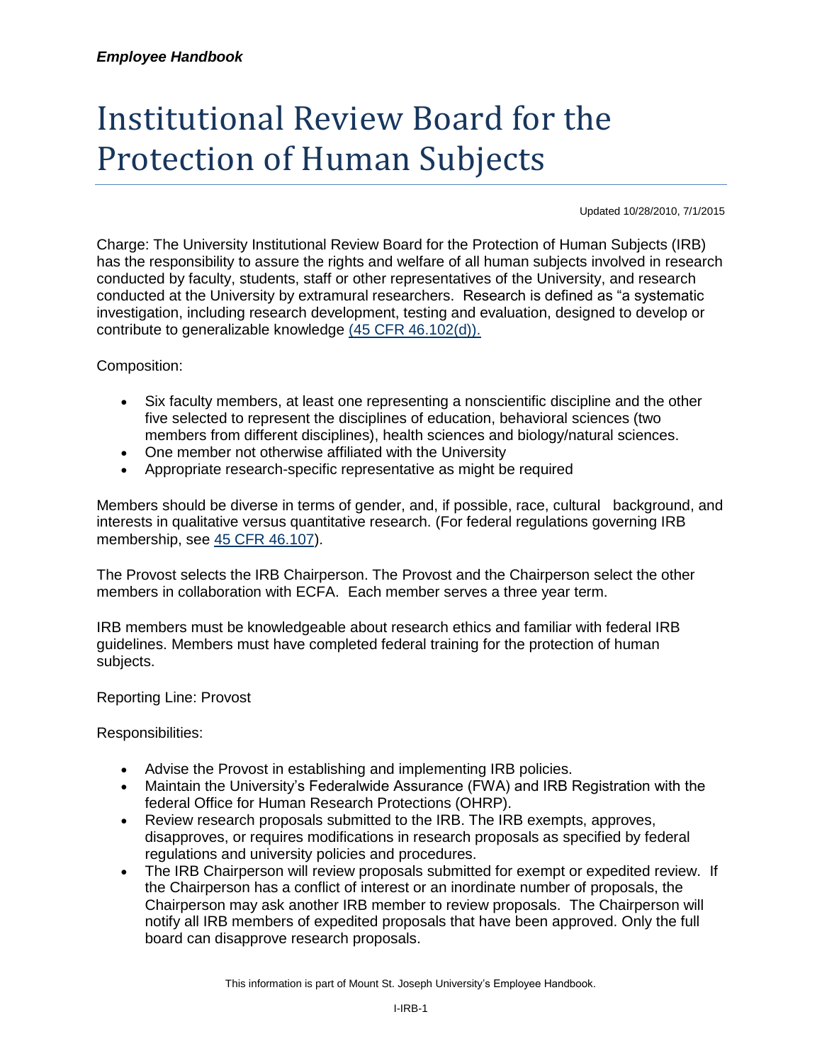# Institutional Review Board for the Protection of Human Subjects

Updated 10/28/2010, 7/1/2015

Charge: The University Institutional Review Board for the Protection of Human Subjects (IRB) has the responsibility to assure the rights and welfare of all human subjects involved in research conducted by faculty, students, staff or other representatives of the University, and research conducted at the University by extramural researchers. Research is defined as "a systematic investigation, including research development, testing and evaluation, designed to develop or contribute to generalizable knowledge (45 CFR 46.102(d)).

Composition:

- Six faculty members, at least one representing a nonscientific discipline and the other five selected to represent the disciplines of education, behavioral sciences (two members from different disciplines), health sciences and biology/natural sciences.
- One member not otherwise affiliated with the University
- Appropriate research-specific representative as might be required

Members should be diverse in terms of gender, and, if possible, race, cultural background, and interests in qualitative versus quantitative research. (For federal regulations governing IRB membership, see 45 CFR 46.107).

The Provost selects the IRB Chairperson. The Provost and the Chairperson select the other members in collaboration with ECFA. Each member serves a three year term.

IRB members must be knowledgeable about research ethics and familiar with federal IRB guidelines. Members must have completed federal training for the protection of human subjects.

Reporting Line: Provost

Responsibilities:

- Advise the Provost in establishing and implementing IRB policies.
- Maintain the University's Federalwide Assurance (FWA) and IRB Registration with the federal Office for Human Research Protections (OHRP).
- Review research proposals submitted to the IRB. The IRB exempts, approves, disapproves, or requires modifications in research proposals as specified by federal regulations and university policies and procedures.
- The IRB Chairperson will review proposals submitted for exempt or expedited review. If the Chairperson has a conflict of interest or an inordinate number of proposals, the Chairperson may ask another IRB member to review proposals. The Chairperson will notify all IRB members of expedited proposals that have been approved. Only the full board can disapprove research proposals.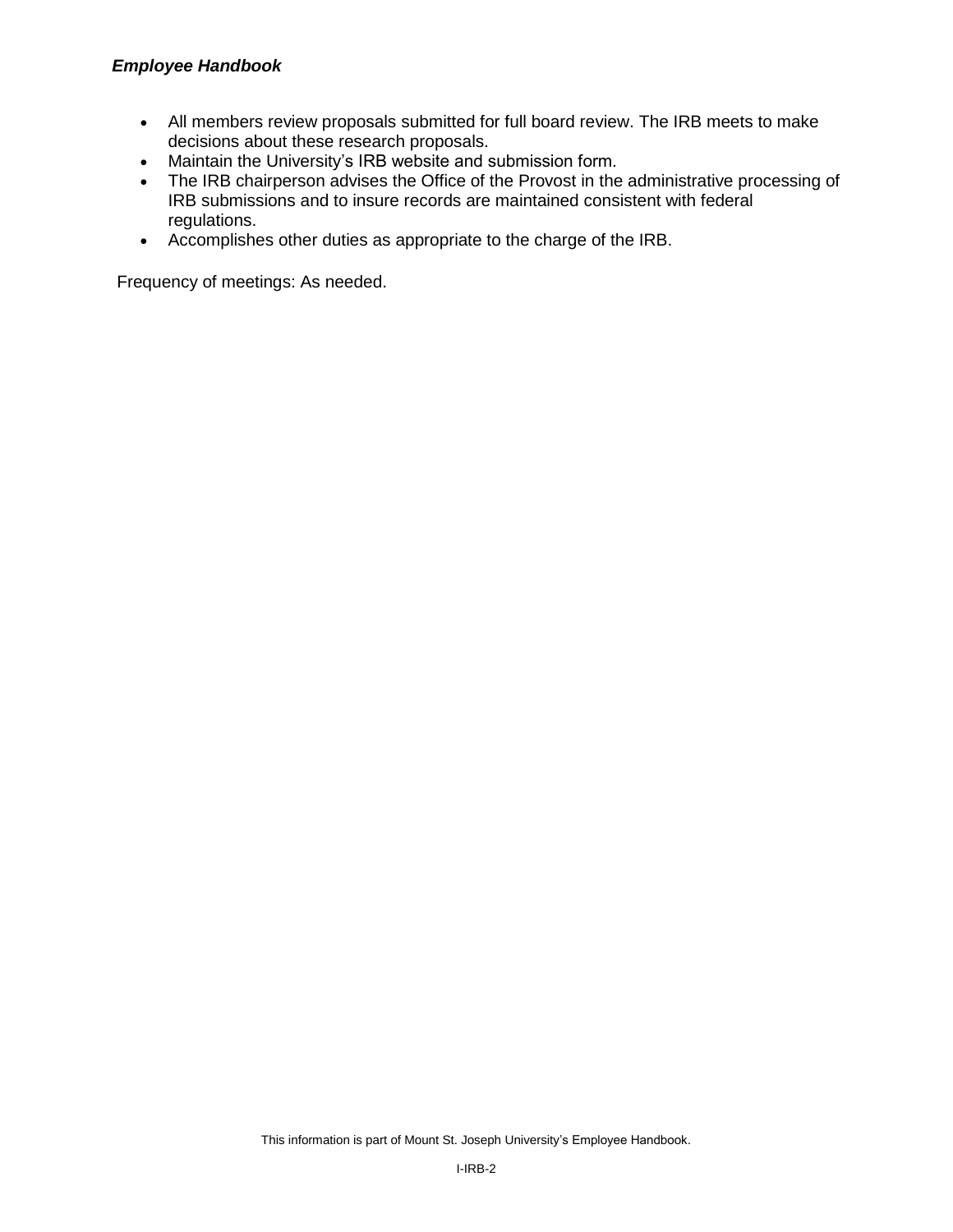- All members review proposals submitted for full board review. The IRB meets to make decisions about these research proposals.
- Maintain the University's IRB website and submission form.
- The IRB chairperson advises the Office of the Provost in the administrative processing of IRB submissions and to insure records are maintained consistent with federal regulations.
- Accomplishes other duties as appropriate to the charge of the IRB.

Frequency of meetings: As needed.